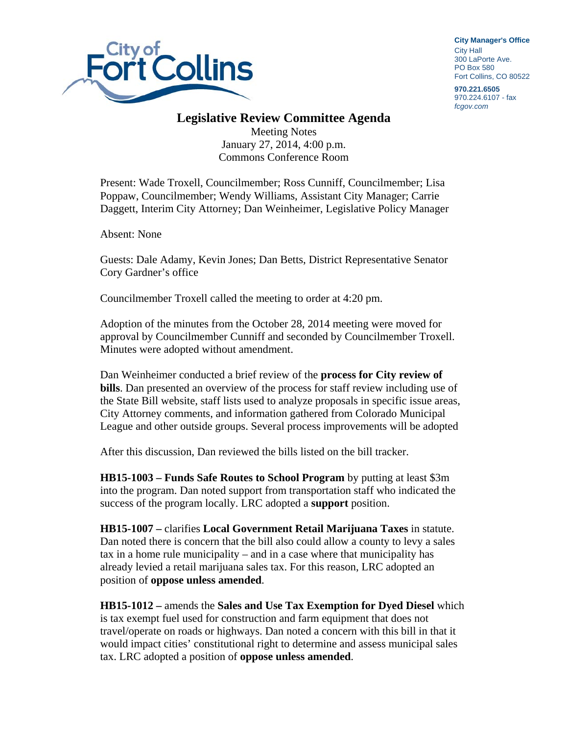City of Fort Collins

**City Manager's Office**
City Hall
300 LaPorte Ave.
PO Box 580
Fort Collins, CO 80522

**970.221.6505**
970.224.6107 - fax
*fcgov.com*

# Legislative Review Committee Agenda

Meeting Notes
January 27, 2014, 4:00 p.m.
Commons Conference Room

Present: Wade Troxell, Councilmember; Ross Cunniff, Councilmember; Lisa Poppaw, Councilmember; Wendy Williams, Assistant City Manager; Carrie Daggett, Interim City Attorney; Dan Weinheimer, Legislative Policy Manager

Absent: None

Guests: Dale Adamy, Kevin Jones; Dan Betts, District Representative Senator Cory Gardner's office

Councilmember Troxell called the meeting to order at 4:20 pm.

Adoption of the minutes from the October 28, 2014 meeting were moved for approval by Councilmember Cunniff and seconded by Councilmember Troxell. Minutes were adopted without amendment.

Dan Weinheimer conducted a brief review of the **process for City review of bills**. Dan presented an overview of the process for staff review including use of the State Bill website, staff lists used to analyze proposals in specific issue areas, City Attorney comments, and information gathered from Colorado Municipal League and other outside groups. Several process improvements will be adopted

After this discussion, Dan reviewed the bills listed on the bill tracker.

**HB15-1003 – Funds Safe Routes to School Program** by putting at least $3m into the program. Dan noted support from transportation staff who indicated the success of the program locally. LRC adopted a **support** position.

**HB15-1007 –** clarifies **Local Government Retail Marijuana Taxes** in statute. Dan noted there is concern that the bill also could allow a county to levy a sales tax in a home rule municipality – and in a case where that municipality has already levied a retail marijuana sales tax. For this reason, LRC adopted an position of **oppose unless amended**.

**HB15-1012 –** amends the **Sales and Use Tax Exemption for Dyed Diesel** which is tax exempt fuel used for construction and farm equipment that does not travel/operate on roads or highways. Dan noted a concern with this bill in that it would impact cities' constitutional right to determine and assess municipal sales tax. LRC adopted a position of **oppose unless amended**.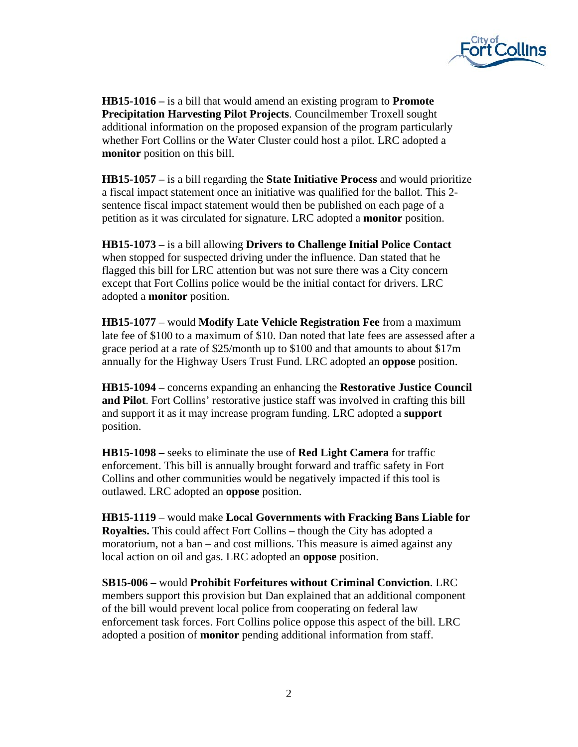**HB15-1016 –** is a bill that would amend an existing program to **Promote Precipitation Harvesting Pilot Projects**. Councilmember Troxell sought additional information on the proposed expansion of the program particularly whether Fort Collins or the Water Cluster could host a pilot. LRC adopted a **monitor** position on this bill.

**HB15-1057 –** is a bill regarding the **State Initiative Process** and would prioritize a fiscal impact statement once an initiative was qualified for the ballot. This 2-sentence fiscal impact statement would then be published on each page of a petition as it was circulated for signature. LRC adopted a **monitor** position.

**HB15-1073 –** is a bill allowing **Drivers to Challenge Initial Police Contact** when stopped for suspected driving under the influence. Dan stated that he flagged this bill for LRC attention but was not sure there was a City concern except that Fort Collins police would be the initial contact for drivers. LRC adopted a **monitor** position.

**HB15-1077** – would **Modify Late Vehicle Registration Fee** from a maximum late fee of $100 to a maximum of $10. Dan noted that late fees are assessed after a grace period at a rate of $25/month up to $100 and that amounts to about $17m annually for the Highway Users Trust Fund. LRC adopted an **oppose** position.

**HB15-1094 –** concerns expanding an enhancing the **Restorative Justice Council and Pilot**. Fort Collins' restorative justice staff was involved in crafting this bill and support it as it may increase program funding. LRC adopted a **support** position.

**HB15-1098 –** seeks to eliminate the use of **Red Light Camera** for traffic enforcement. This bill is annually brought forward and traffic safety in Fort Collins and other communities would be negatively impacted if this tool is outlawed. LRC adopted an **oppose** position.

**HB15-1119** – would make **Local Governments with Fracking Bans Liable for Royalties.** This could affect Fort Collins – though the City has adopted a moratorium, not a ban – and cost millions. This measure is aimed against any local action on oil and gas. LRC adopted an **oppose** position.

**SB15-006 –** would **Prohibit Forfeitures without Criminal Conviction**. LRC members support this provision but Dan explained that an additional component of the bill would prevent local police from cooperating on federal law enforcement task forces. Fort Collins police oppose this aspect of the bill. LRC adopted a position of **monitor** pending additional information from staff.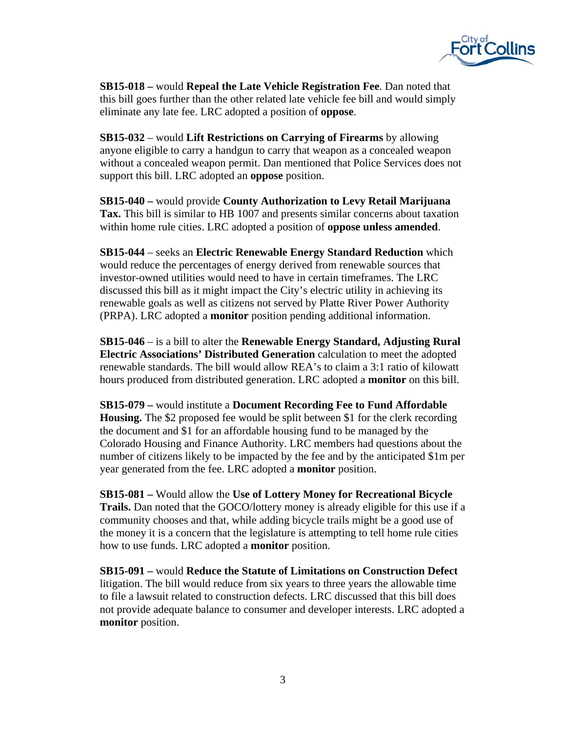**SB15-018 –** would **Repeal the Late Vehicle Registration Fee**. Dan noted that this bill goes further than the other related late vehicle fee bill and would simply eliminate any late fee. LRC adopted a position of **oppose**.

**SB15-032** – would **Lift Restrictions on Carrying of Firearms** by allowing anyone eligible to carry a handgun to carry that weapon as a concealed weapon without a concealed weapon permit. Dan mentioned that Police Services does not support this bill. LRC adopted an **oppose** position.

**SB15-040 –** would provide **County Authorization to Levy Retail Marijuana Tax.** This bill is similar to HB 1007 and presents similar concerns about taxation within home rule cities. LRC adopted a position of **oppose unless amended**.

**SB15-044** – seeks an **Electric Renewable Energy Standard Reduction** which would reduce the percentages of energy derived from renewable sources that investor-owned utilities would need to have in certain timeframes. The LRC discussed this bill as it might impact the City's electric utility in achieving its renewable goals as well as citizens not served by Platte River Power Authority (PRPA). LRC adopted a **monitor** position pending additional information.

**SB15-046** – is a bill to alter the **Renewable Energy Standard, Adjusting Rural Electric Associations' Distributed Generation** calculation to meet the adopted renewable standards. The bill would allow REA's to claim a 3:1 ratio of kilowatt hours produced from distributed generation. LRC adopted a **monitor** on this bill.

**SB15-079 –** would institute a **Document Recording Fee to Fund Affordable Housing.** The $2 proposed fee would be split between $1 for the clerk recording the document and $1 for an affordable housing fund to be managed by the Colorado Housing and Finance Authority. LRC members had questions about the number of citizens likely to be impacted by the fee and by the anticipated $1m per year generated from the fee. LRC adopted a **monitor** position.

**SB15-081 –** Would allow the **Use of Lottery Money for Recreational Bicycle Trails.** Dan noted that the GOCO/lottery money is already eligible for this use if a community chooses and that, while adding bicycle trails might be a good use of the money it is a concern that the legislature is attempting to tell home rule cities how to use funds. LRC adopted a **monitor** position.

**SB15-091 –** would **Reduce the Statute of Limitations on Construction Defect** litigation. The bill would reduce from six years to three years the allowable time to file a lawsuit related to construction defects. LRC discussed that this bill does not provide adequate balance to consumer and developer interests. LRC adopted a **monitor** position.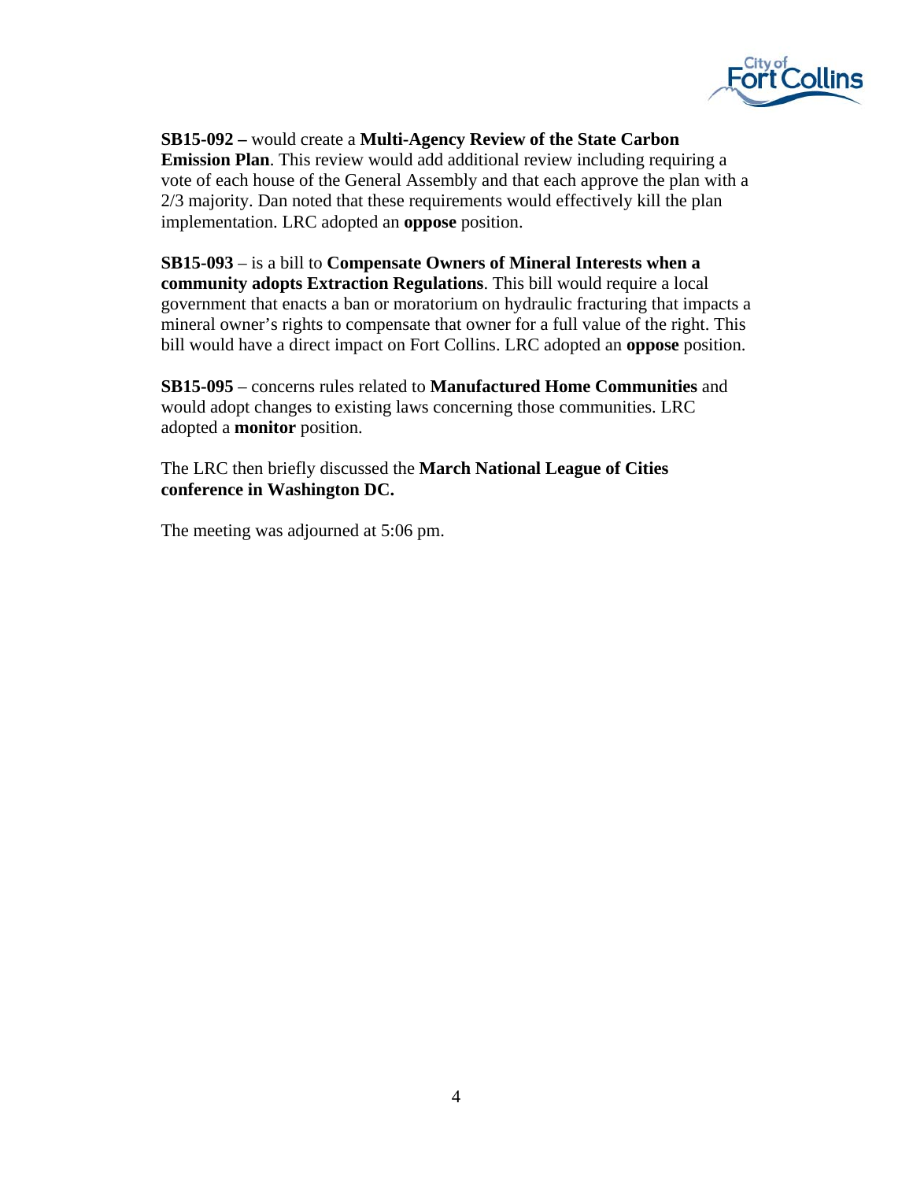**SB15-092 –** would create a **Multi-Agency Review of the State Carbon Emission Plan**. This review would add additional review including requiring a vote of each house of the General Assembly and that each approve the plan with a 2/3 majority. Dan noted that these requirements would effectively kill the plan implementation. LRC adopted an **oppose** position.

**SB15-093** – is a bill to **Compensate Owners of Mineral Interests when a community adopts Extraction Regulations**. This bill would require a local government that enacts a ban or moratorium on hydraulic fracturing that impacts a mineral owner's rights to compensate that owner for a full value of the right. This bill would have a direct impact on Fort Collins. LRC adopted an **oppose** position.

**SB15-095** – concerns rules related to **Manufactured Home Communities** and would adopt changes to existing laws concerning those communities. LRC adopted a **monitor** position.

The LRC then briefly discussed the **March National League of Cities conference in Washington DC.**

The meeting was adjourned at 5:06 pm.